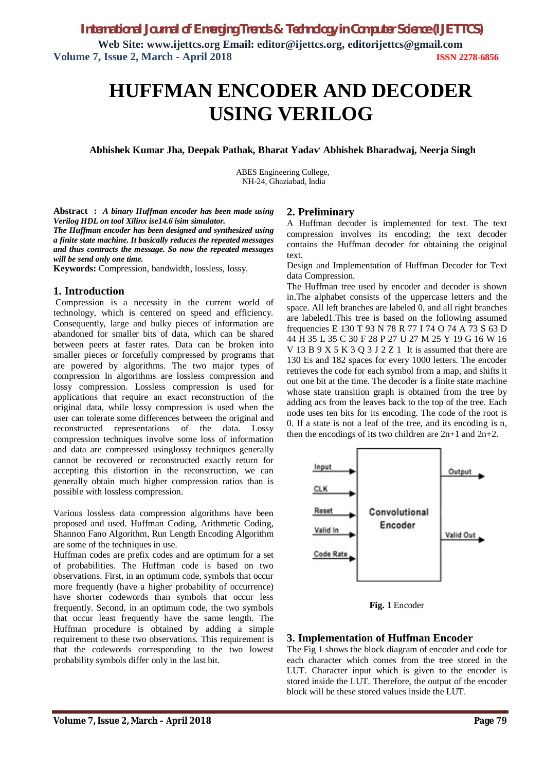# HUFFMAN ENCODER AND DECODER USING VERILOG

**Abhishek Kumar Jha, Deepak Pathak, Bharat Yadav' Abhishek Bharadwaj, Neerja Singh**

ABES Engineering College,
NH-24, Ghaziabad, India

**Abstract :** ***A binary Huffman encoder has been made using Verilog HDL on tool Xilinx ise14.6 isim simulator.***
***The Huffman encoder has been designed and synthesized using a finite state machine. It basically reduces the repeated messages and thus contracts the message. So now the repeated messages will be send only one time.***

**Keywords:** Compression, bandwidth, lossless, lossy.

## 1. Introduction

Compression is a necessity in the current world of technology, which is centered on speed and efficiency. Consequently, large and bulky pieces of information are abandoned for smaller bits of data, which can be shared between peers at faster rates. Data can be broken into smaller pieces or forcefully compressed by programs that are powered by algorithms. The two major types of compression In algorithms are lossless compression and lossy compression. Lossless compression is used for applications that require an exact reconstruction of the original data, while lossy compression is used when the user can tolerate some differences between the original and reconstructed representations of the data. Lossy compression techniques involve some loss of information and data are compressed usinglossy techniques generally cannot be recovered or reconstructed exactly return for accepting this distortion in the reconstruction, we can generally obtain much higher compression ratios than is possible with lossless compression.

Various lossless data compression algorithms have been proposed and used. Huffman Coding, Arithmetic Coding, Shannon Fano Algorithm, Run Length Encoding Algorithm are some of the techniques in use.
Huffman codes are prefix codes and are optimum for a set of probabilities. The Huffman code is based on two observations. First, in an optimum code, symbols that occur more frequently (have a higher probability of occurrence) have shorter codewords than symbols that occur less frequently. Second, in an optimum code, the two symbols that occur least frequently have the same length. The Huffman procedure is obtained by adding a simple requirement to these two observations. This requirement is that the codewords corresponding to the two lowest probability symbols differ only in the last bit.

## 2. Preliminary

A Huffman decoder is implemented for text. The text compression involves its encoding; the text decoder contains the Huffman decoder for obtaining the original text.
Design and Implementation of Huffman Decoder for Text data Compression.
The Huffman tree used by encoder and decoder is shown in.The alphabet consists of the uppercase letters and the space. All left branches are labeled 0, and all right branches are labeled1.This tree is based on the following assumed frequencies E 130 T 93 N 78 R 77 I 74 O 74 A 73 S 63 D 44 H 35 L 35 C 30 F 28 P 27 U 27 M 25 Y 19 G 16 W 16 V 13 B 9 X 5 K 3 Q 3 J 2 Z 1 It is assumed that there are 130 Es and 182 spaces for every 1000 letters. The encoder retrieves the code for each symbol from a map, and shifts it out one bit at the time. The decoder is a finite state machine whose state transition graph is obtained from the tree by adding acs from the leaves back to the top of the tree. Each node uses ten bits for its encoding. The code of the root is 0. If a state is not a leaf of the tree, and its encoding is n, then the encodings of its two children are 2n+1 and 2n+2.

Input, CLK, Reset, Valid In, Code Rate → Convolutional Encoder → Output, Valid Out

**Fig. 1** Encoder

## 3. Implementation of Huffman Encoder

The Fig 1 shows the block diagram of encoder and code for each character which comes from the tree stored in the LUT. Character input which is given to the encoder is stored inside the LUT. Therefore, the output of the encoder block will be these stored values inside the LUT.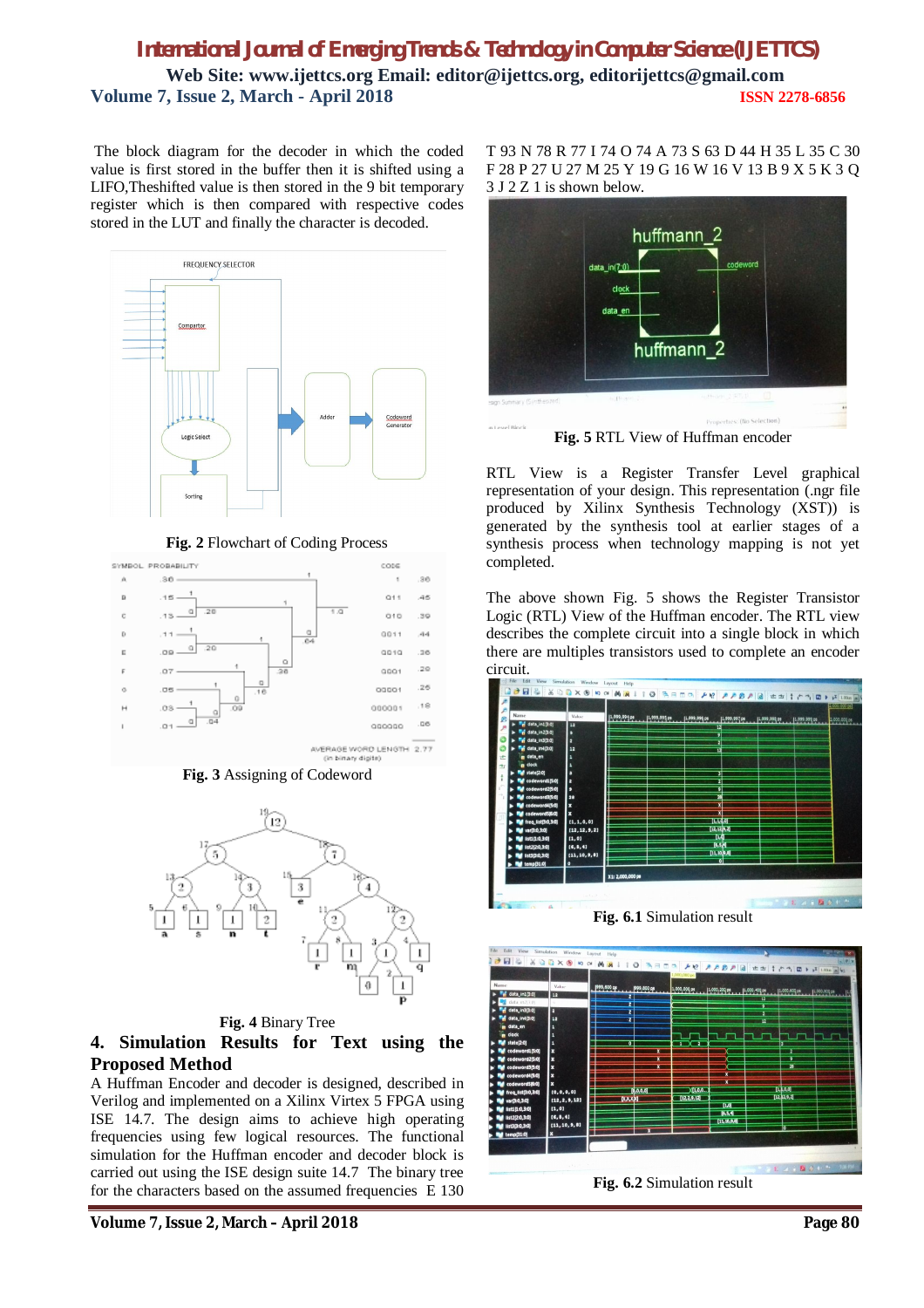The block diagram for the decoder in which the coded value is first stored in the buffer then it is shifted using a LIFO,Theshifted value is then stored in the 9 bit temporary register which is then compared with respective codes stored in the LUT and finally the character is decoded.

**Fig. 2** Flowchart of Coding Process

**Fig. 3** Assigning of Codeword

**Fig. 4** Binary Tree

## 4. Simulation Results for Text using the Proposed Method

A Huffman Encoder and decoder is designed, described in Verilog and implemented on a Xilinx Virtex 5 FPGA using ISE 14.7. The design aims to achieve high operating frequencies using few logical resources. The functional simulation for the Huffman encoder and decoder block is carried out using the ISE design suite 14.7 The binary tree for the characters based on the assumed frequencies E 130 T 93 N 78 R 77 I 74 O 74 A 73 S 63 D 44 H 35 L 35 C 30 F 28 P 27 U 27 M 25 Y 19 G 16 W 16 V 13 B 9 X 5 K 3 Q 3 J 2 Z 1 is shown below.

**Fig. 5** RTL View of Huffman encoder

RTL View is a Register Transfer Level graphical representation of your design. This representation (.ngr file produced by Xilinx Synthesis Technology (XST)) is generated by the synthesis tool at earlier stages of a synthesis process when technology mapping is not yet completed.

The above shown Fig. 5 shows the Register Transistor Logic (RTL) View of the Huffman encoder. The RTL view describes the complete circuit into a single block in which there are multiples transistors used to complete an encoder circuit.

**Fig. 6.1** Simulation result

**Fig. 6.2** Simulation result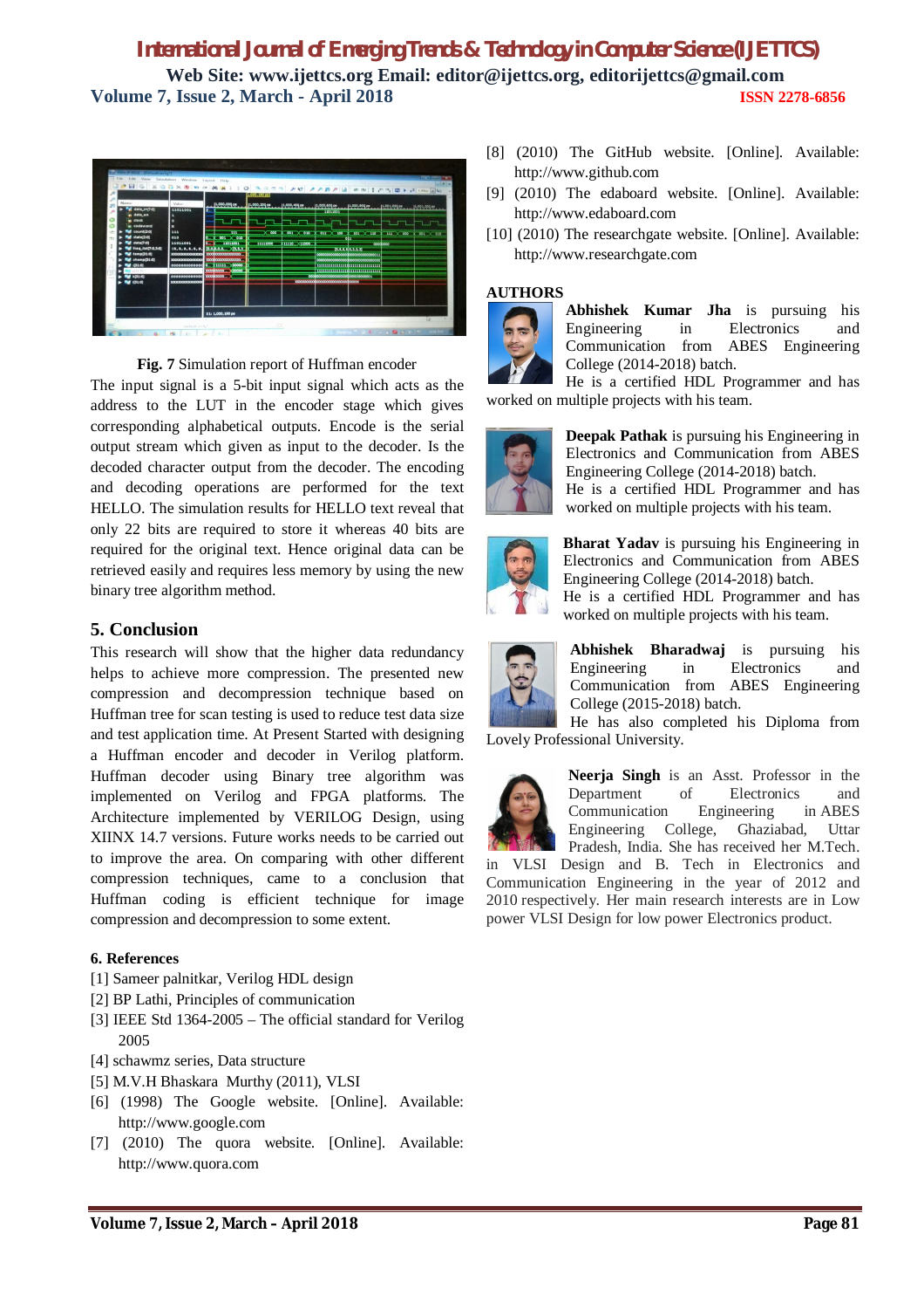**Fig. 7** Simulation report of Huffman encoder

The input signal is a 5-bit input signal which acts as the address to the LUT in the encoder stage which gives corresponding alphabetical outputs. Encode is the serial output stream which given as input to the decoder. Is the decoded character output from the decoder. The encoding and decoding operations are performed for the text HELLO. The simulation results for HELLO text reveal that only 22 bits are required to store it whereas 40 bits are required for the original text. Hence original data can be retrieved easily and requires less memory by using the new binary tree algorithm method.

## 5. Conclusion

This research will show that the higher data redundancy helps to achieve more compression. The presented new compression and decompression technique based on Huffman tree for scan testing is used to reduce test data size and test application time. At Present Started with designing a Huffman encoder and decoder in Verilog platform. Huffman decoder using Binary tree algorithm was implemented on Verilog and FPGA platforms. The Architecture implemented by VERILOG Design, using XIINX 14.7 versions. Future works needs to be carried out to improve the area. On comparing with other different compression techniques, came to a conclusion that Huffman coding is efficient technique for image compression and decompression to some extent.

## 6. References

[1] Sameer palnitkar, Verilog HDL design
[2] BP Lathi, Principles of communication
[3] IEEE Std 1364-2005 – The official standard for Verilog 2005
[4] schawmz series, Data structure
[5] M.V.H Bhaskara Murthy (2011), VLSI
[6] (1998) The Google website. [Online]. Available: http://www.google.com
[7] (2010) The quora website. [Online]. Available: http://www.quora.com
[8] (2010) The GitHub website. [Online]. Available: http://www.github.com
[9] (2010) The edaboard website. [Online]. Available: http://www.edaboard.com
[10] (2010) The researchgate website. [Online]. Available: http://www.researchgate.com

## AUTHORS

**Abhishek Kumar Jha** is pursuing his Engineering in Electronics and Communication from ABES Engineering College (2014-2018) batch.
He is a certified HDL Programmer and has worked on multiple projects with his team.

**Deepak Pathak** is pursuing his Engineering in Electronics and Communication from ABES Engineering College (2014-2018) batch.
He is a certified HDL Programmer and has worked on multiple projects with his team.

**Bharat Yadav** is pursuing his Engineering in Electronics and Communication from ABES Engineering College (2014-2018) batch.
He is a certified HDL Programmer and has worked on multiple projects with his team.

**Abhishek Bharadwaj** is pursuing his Engineering in Electronics and Communication from ABES Engineering College (2015-2018) batch.
He has also completed his Diploma from Lovely Professional University.

**Neerja Singh** is an Asst. Professor in the Department of Electronics and Communication Engineering in ABES Engineering College, Ghaziabad, Uttar Pradesh, India. She has received her M.Tech. in VLSI Design and B. Tech in Electronics and Communication Engineering in the year of 2012 and 2010 respectively. Her main research interests are in Low power VLSI Design for low power Electronics product.